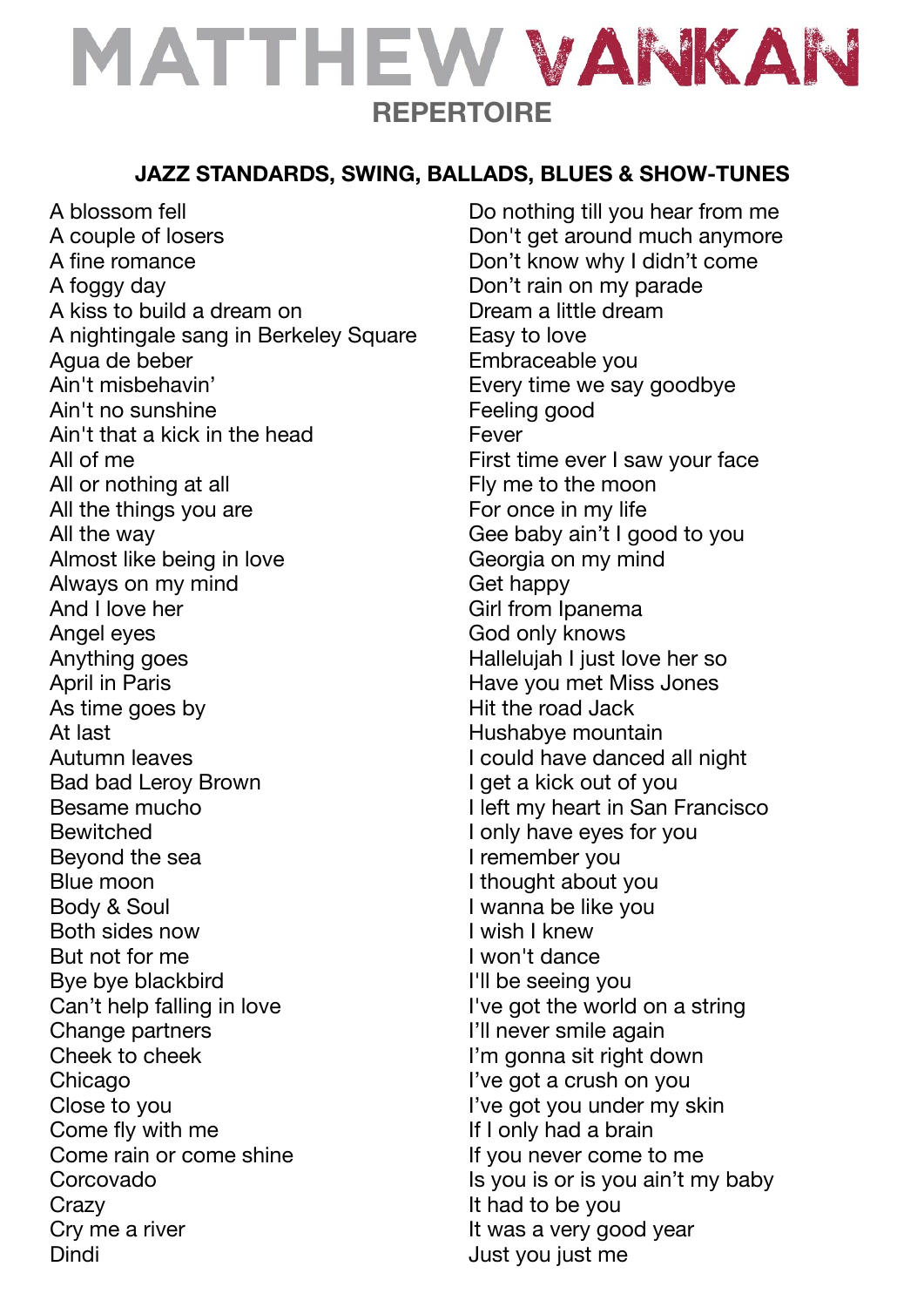# MATTHEW VANKAN

## REPERTOIRE

### JAZZ STANDARDS, SWING, BALLADS, BLUES & SHOW-TUNES

A blossom fell
A couple of losers
A fine romance
A foggy day
A kiss to build a dream on
A nightingale sang in Berkeley Square
Agua de beber
Ain't misbehavin'
Ain't no sunshine
Ain't that a kick in the head
All of me
All or nothing at all
All the things you are
All the way
Almost like being in love
Always on my mind
And I love her
Angel eyes
Anything goes
April in Paris
As time goes by
At last
Autumn leaves
Bad bad Leroy Brown
Besame mucho
Bewitched
Beyond the sea
Blue moon
Body & Soul
Both sides now
But not for me
Bye bye blackbird
Can't help falling in love
Change partners
Cheek to cheek
Chicago
Close to you
Come fly with me
Come rain or come shine
Corcovado
Crazy
Cry me a river
Dindi
Do nothing till you hear from me
Don't get around much anymore
Don't know why I didn't come
Don't rain on my parade
Dream a little dream
Easy to love
Embraceable you
Every time we say goodbye
Feeling good
Fever
First time ever I saw your face
Fly me to the moon
For once in my life
Gee baby ain't I good to you
Georgia on my mind
Get happy
Girl from Ipanema
God only knows
Hallelujah I just love her so
Have you met Miss Jones
Hit the road Jack
Hushabye mountain
I could have danced all night
I get a kick out of you
I left my heart in San Francisco
I only have eyes for you
I remember you
I thought about you
I wanna be like you
I wish I knew
I won't dance
I'll be seeing you
I've got the world on a string
I'll never smile again
I'm gonna sit right down
I've got a crush on you
I've got you under my skin
If I only had a brain
If you never come to me
Is you is or is you ain't my baby
It had to be you
It was a very good year
Just you just me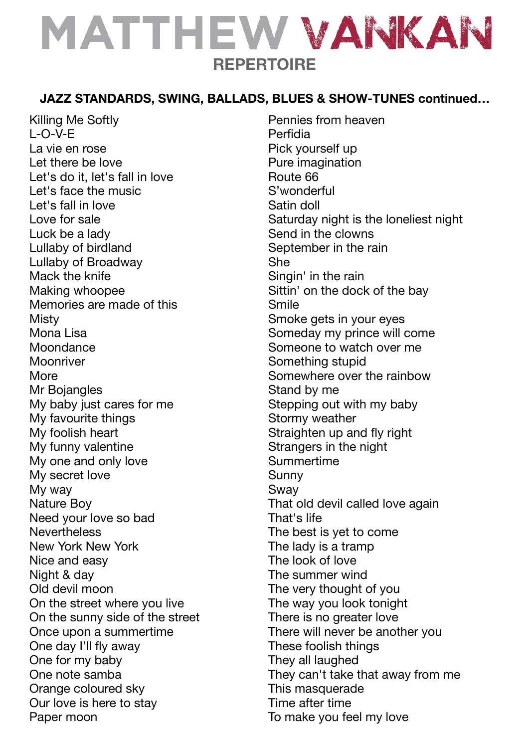# MATTHEW VANKAN

## REPERTOIRE

**JAZZ STANDARDS, SWING, BALLADS, BLUES & SHOW-TUNES continued…**

Killing Me Softly
L-O-V-E
La vie en rose
Let there be love
Let's do it, let's fall in love
Let's face the music
Let's fall in love
Love for sale
Luck be a lady
Lullaby of birdland
Lullaby of Broadway
Mack the knife
Making whoopee
Memories are made of this
Misty
Mona Lisa
Moondance
Moonriver
More
Mr Bojangles
My baby just cares for me
My favourite things
My foolish heart
My funny valentine
My one and only love
My secret love
My way
Nature Boy
Need your love so bad
Nevertheless
New York New York
Nice and easy
Night & day
Old devil moon
On the street where you live
On the sunny side of the street
Once upon a summertime
One day I'll fly away
One for my baby
One note samba
Orange coloured sky
Our love is here to stay
Paper moon
Pennies from heaven
Perfidia
Pick yourself up
Pure imagination
Route 66
S'wonderful
Satin doll
Saturday night is the loneliest night
Send in the clowns
September in the rain
She
Singin' in the rain
Sittin' on the dock of the bay
Smile
Smoke gets in your eyes
Someday my prince will come
Someone to watch over me
Something stupid
Somewhere over the rainbow
Stand by me
Stepping out with my baby
Stormy weather
Straighten up and fly right
Strangers in the night
Summertime
Sunny
Sway
That old devil called love again
That's life
The best is yet to come
The lady is a tramp
The look of love
The summer wind
The very thought of you
The way you look tonight
There is no greater love
There will never be another you
These foolish things
They all laughed
They can't take that away from me
This masquerade
Time after time
To make you feel my love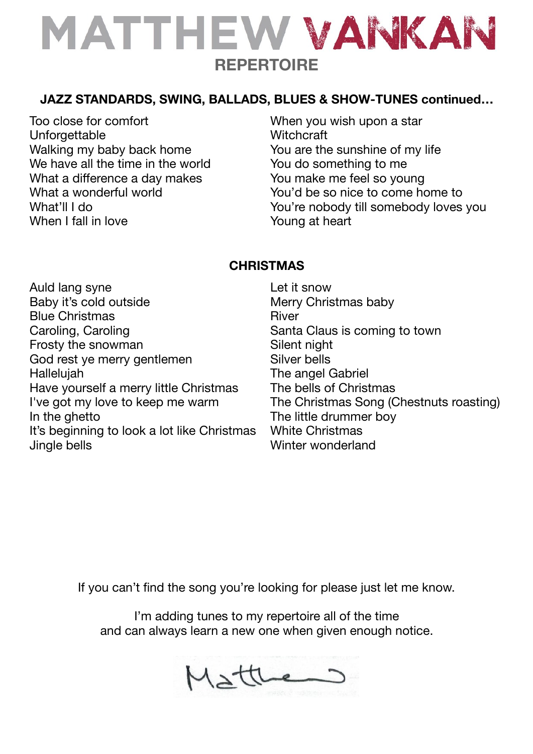# MATTHEW VANKAN

## REPERTOIRE

### JAZZ STANDARDS, SWING, BALLADS, BLUES & SHOW-TUNES continued…

Too close for comfort
Unforgettable
Walking my baby back home
We have all the time in the world
What a difference a day makes
What a wonderful world
What'll I do
When I fall in love
When you wish upon a star
Witchcraft
You are the sunshine of my life
You do something to me
You make me feel so young
You'd be so nice to come home to
You're nobody till somebody loves you
Young at heart

### CHRISTMAS

Auld lang syne
Baby it's cold outside
Blue Christmas
Caroling, Caroling
Frosty the snowman
God rest ye merry gentlemen
Hallelujah
Have yourself a merry little Christmas
I've got my love to keep me warm
In the ghetto
It's beginning to look a lot like Christmas
Jingle bells
Let it snow
Merry Christmas baby
River
Santa Claus is coming to town
Silent night
Silver bells
The angel Gabriel
The bells of Christmas
The Christmas Song (Chestnuts roasting)
The little drummer boy
White Christmas
Winter wonderland

If you can't find the song you're looking for please just let me know.

I'm adding tunes to my repertoire all of the time
and can always learn a new one when given enough notice.

Matthew